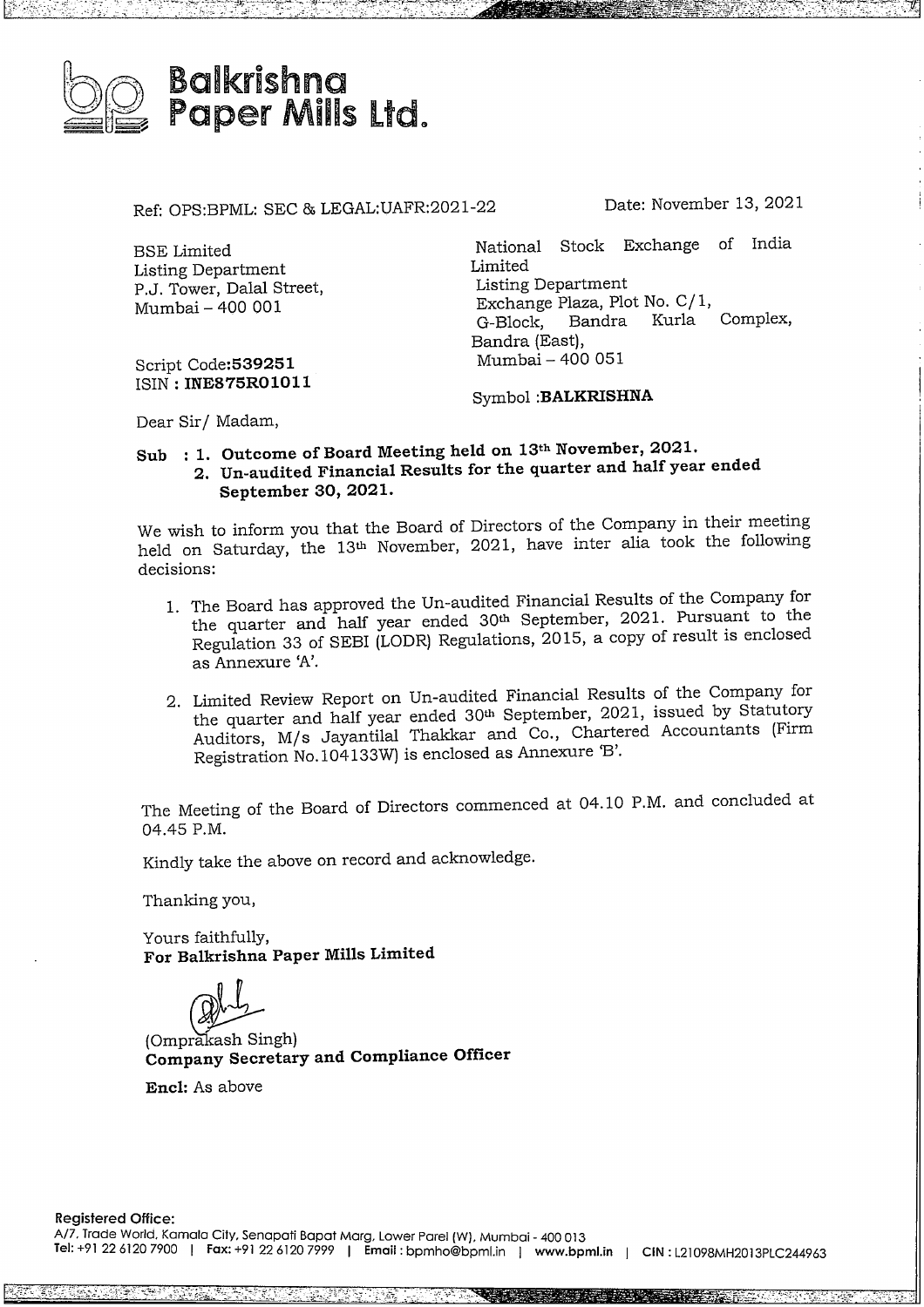# Balkrishna Paper Mills Ltd.

Ref: OPS:BPML: SEC & LEGAL:UAFR:2021-22

Date: November 13, 2021

BSE Limited
Listing Department
P.J. Tower, Dalal Street,
Mumbai – 400 001

Script Code:**539251**
ISIN : **INE875R01011**

National Stock Exchange of India Limited
Listing Department
Exchange Plaza, Plot No. C/1,
G-Block, Bandra Kurla Complex,
Bandra (East),
Mumbai – 400 051

Symbol :**BALKRISHNA**

Dear Sir/ Madam,

**Sub : 1. Outcome of Board Meeting held on 13th November, 2021.**
**2. Un-audited Financial Results for the quarter and half year ended September 30, 2021.**

We wish to inform you that the Board of Directors of the Company in their meeting held on Saturday, the 13th November, 2021, have inter alia took the following decisions:

1. The Board has approved the Un-audited Financial Results of the Company for the quarter and half year ended 30th September, 2021. Pursuant to the Regulation 33 of SEBI (LODR) Regulations, 2015, a copy of result is enclosed as Annexure 'A'.
2. Limited Review Report on Un-audited Financial Results of the Company for the quarter and half year ended 30th September, 2021, issued by Statutory Auditors, M/s Jayantilal Thakkar and Co., Chartered Accountants (Firm Registration No.104133W) is enclosed as Annexure 'B'.

The Meeting of the Board of Directors commenced at 04.10 P.M. and concluded at 04.45 P.M.

Kindly take the above on record and acknowledge.

Thanking you,

Yours faithfully,
**For Balkrishna Paper Mills Limited**

(Omprakash Singh)
**Company Secretary and Compliance Officer**

**Encl:** As above

**Registered Office:**
A/7, Trade World, Kamala City, Senapati Bapat Marg, Lower Parel (W), Mumbai - 400 013
**Tel:** +91 22 6120 7900 | **Fax:** +91 22 6120 7999 | **Email :** bpmho@bpml.in | **www.bpml.in** | **CIN :** L21098MH2013PLC244963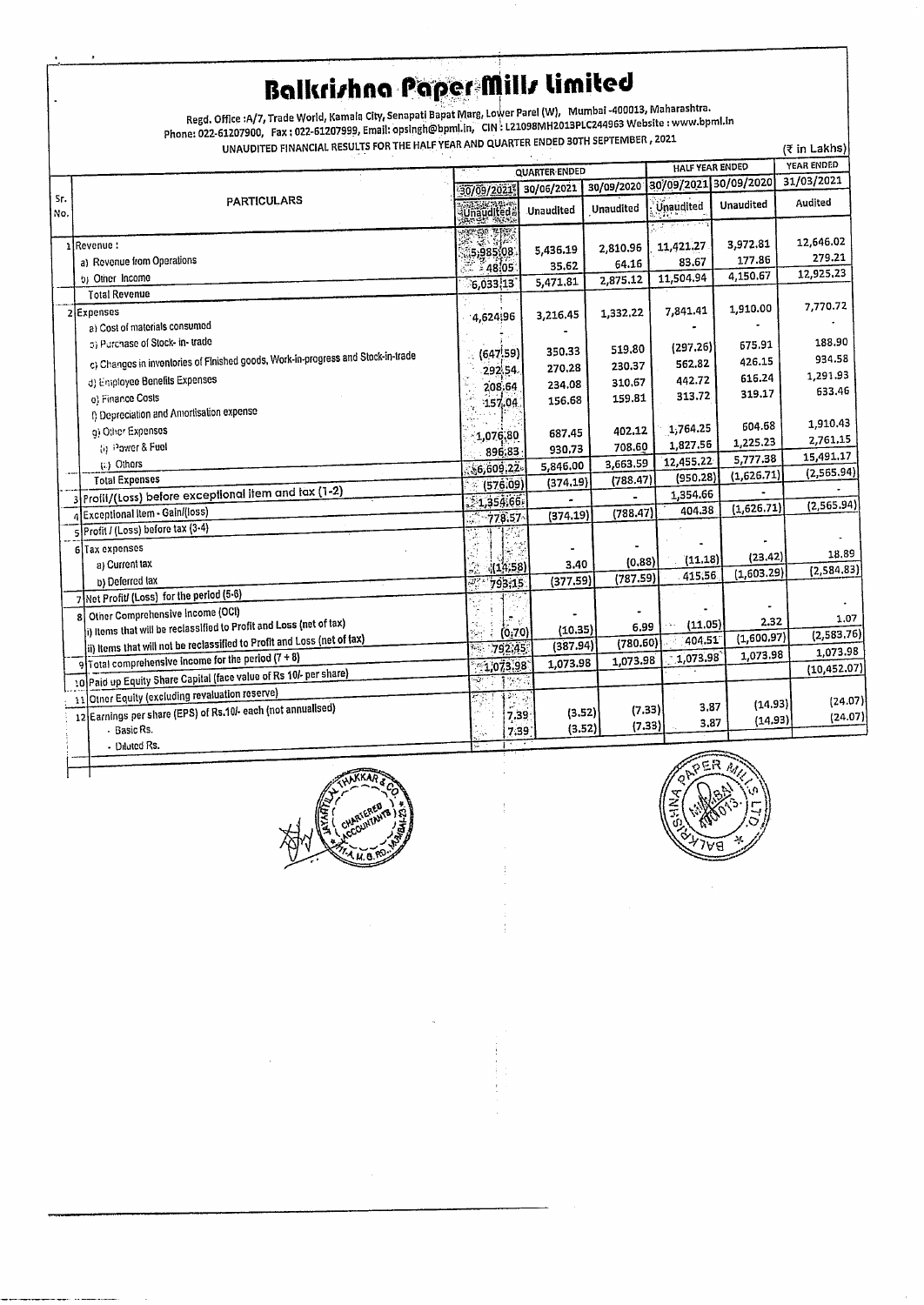# Balkrishna Paper Mills Limited

Regd. Office :A/7, Trade World, Kamala City, Senapati Bapat Marg, Lower Parel (W), Mumbai -400013, Maharashtra.
Phone: 022-61207900, Fax : 022-61207999, Email: opsingh@bpml.in, CIN : L21098MH2013PLC244963 Website : www.bpml.in

UNAUDITED FINANCIAL RESULTS FOR THE HALF YEAR AND QUARTER ENDED 30TH SEPTEMBER , 2021

(₹ in Lakhs)

| Sr. No. | PARTICULARS | QUARTER ENDED | | | HALF YEAR ENDED | | YEAR ENDED |
|---|---|---|---|---|---|---|---|
| | | 30/09/2021 | 30/06/2021 | 30/09/2020 | 30/09/2021 | 30/09/2020 | 31/03/2021 |
| | | Unaudited | Unaudited | Unaudited | Unaudited | Unaudited | Audited |
| 1 | Revenue : | | | | | | |
| | a) Revenue from Operations | 5,985.08 | 5,436.19 | 2,810.96 | 11,421.27 | 3,972.81 | 12,646.02 |
| | b) Other Income | 48.05 | 35.62 | 64.16 | 83.67 | 177.86 | 279.21 |
| | Total Revenue | 6,033.13 | 5,471.81 | 2,875.12 | 11,504.94 | 4,150.67 | 12,925.23 |
| 2 | Expenses | | | | | | |
| | a) Cost of materials consumed | 4,624.96 | 3,216.45 | 1,332.22 | 7,841.41 | 1,910.00 | 7,770.72 |
| | b) Purchase of Stock- in- trade | - | - | - | - | - | - |
| | c) Changes in inventories of Finished goods, Work-in-progress and Stock-in-trade | (647.59) | 350.33 | 519.80 | (297.26) | 675.91 | 188.90 |
| | d) Employee Benefits Expenses | 292.54 | 270.28 | 230.37 | 562.82 | 426.15 | 934.58 |
| | e) Finance Costs | 208.64 | 234.08 | 310.67 | 442.72 | 616.24 | 1,291.93 |
| | f) Depreciation and Amortisation expense | 157.04 | 156.68 | 159.81 | 313.72 | 319.17 | 633.46 |
| | g) Other Expenses | | | | | | |
| | (i) Power & Fuel | 1,076.80 | 687.45 | 402.12 | 1,764.25 | 604.68 | 1,910.43 |
| | (ii) Others | 896.83 | 930.73 | 708.60 | 1,827.56 | 1,225.23 | 2,761.15 |
| | Total Expenses | 6,609.22 | 5,846.00 | 3,663.59 | 12,455.22 | 5,777.38 | 15,491.17 |
| 3 | Profit/(Loss) before exceptional item and tax (1-2) | (576.09) | (374.19) | (788.47) | (950.28) | (1,626.71) | (2,565.94) |
| 4 | Exceptional Item - Gain/(loss) | 1,354.66 | - | - | 1,354.66 | - | - |
| 5 | Profit / (Loss) before tax (3-4) | 778.57 | (374.19) | (788.47) | 404.38 | (1,626.71) | (2,565.94) |
| 6 | Tax expenses | | | | | | |
| | a) Current tax | - | - | - | - | - | - |
| | b) Deferred tax | (14.58) | 3.40 | (0.88) | (11.18) | (23.42) | 18.89 |
| 7 | Net Profit/ (Loss) for the period (5-6) | 793.15 | (377.59) | (787.59) | 415.56 | (1,603.29) | (2,584.83) |
| 8 | Other Comprehensive Income (OCI) | | | | | | |
| | i) Items that will be reclassified to Profit and Loss (net of tax) | - | - | - | - | - | - |
| | ii) Items that will not be reclassified to Profit and Loss (net of tax) | (0.70) | (10.35) | 6.99 | (11.05) | 2.32 | 1.07 |
| 9 | Total comprehensive income for the period (7 + 8) | 792.45 | (387.94) | (780.60) | 404.51 | (1,600.97) | (2,583.76) |
| 10 | Paid up Equity Share Capital (face value of Rs 10/- per share) | 1,073.98 | 1,073.98 | 1,073.98 | 1,073.98 | 1,073.98 | 1,073.98 |
| 11 | Other Equity (excluding revaluation reserve) | | | | | | (10,452.07) |
| 12 | Earnings per share (EPS) of Rs.10/- each (not annualised) | | | | | | |
| | - Basic Rs. | 7.39 | (3.52) | (7.33) | 3.87 | (14.93) | (24.07) |
| | - Diluted Rs. | 7.39 | (3.52) | (7.33) | 3.87 | (14.93) | (24.07) |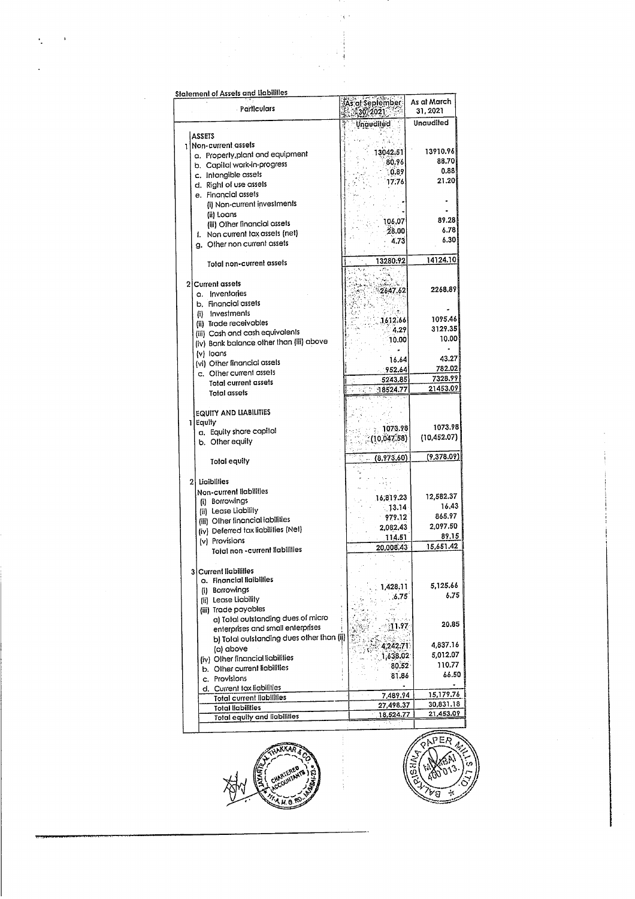**Statement of Assets and Liabilities**

| Particulars | As at September 30, 2021 | As at March 31, 2021 |
|---|---|---|
| | Unaudited | Unaudited |
| **ASSETS** | | |
| 1 Non-current assets | | |
| a. Property,plant and equipment | 13042.51 | 13910.96 |
| b. Capital work-in-progress | 80.96 | 88.70 |
| c. Intangible assets | 0.89 | 0.88 |
| d. Right of use assets | 17.76 | 21.20 |
| e. Financial assets | | |
| (i) Non-current investments | - | - |
| (ii) Loans | - | - |
| (iii) Other financial assets | 106.07 | 89.28 |
| f. Non current tax assets (net) | 28.00 | 6.78 |
| g. Other non current assets | 4.73 | 6.30 |
| Total non-current assets | 13280.92 | 14124.10 |
| 2 Current assets | | |
| a. Inventories | 2647.62 | 2268.89 |
| b. Financial assets | | |
| (i) Investments | - | - |
| (ii) Trade receivables | 1612.66 | 1095.46 |
| (iii) Cash and cash equivalents | 4.29 | 3129.35 |
| (iv) Bank balance other than (iii) above | 10.00 | 10.00 |
| (v) loans | - | - |
| (vi) Other financial assets | 16.64 | 43.27 |
| c. Other current assets | 952.64 | 782.02 |
| Total current assets | 5243.85 | 7328.99 |
| Total assets | 18524.77 | 21453.09 |
| **EQUITY AND LIABILITIES** | | |
| 1 Equity | | |
| a. Equity share capital | 1073.98 | 1073.98 |
| b. Other equity | (10,047.58) | (10,452.07) |
| Total equity | (8,973.60) | (9,378.09) |
| 2 Liabilities | | |
| Non-current liabilities | | |
| (i) Borrowings | 16,819.23 | 12,582.37 |
| (ii) Lease Liability | 13.14 | 16.43 |
| (iii) Other financial liabilities | 979.12 | 865.97 |
| (iv) Deferred tax liabilities (Net) | 2,082.43 | 2,097.50 |
| (v) Provisions | 114.51 | 89.15 |
| Total non -current liabilities | 20,008.43 | 15,651.42 |
| 3 Current liabilities | | |
| a. Financial liabilities | | |
| (i) Borrowings | 1,428.11 | 5,125.66 |
| (ii) Lease Liability | 6.75 | 6.75 |
| (iii) Trade payables | | |
| a) Total outstanding dues of micro enterprises and small enterprises | 11.97 | 20.85 |
| b) Total outstanding dues other than (ii) (a) above | 4,242.71 | 4,837.16 |
| (iv) Other financial liabilities | 1,638.02 | 5,012.07 |
| b. Other current liabilities | 80.52 | 110.77 |
| c. Provisions | 81.86 | 66.50 |
| d. Current tax liabilities | - | - |
| Total current liabilities | 7,489.94 | 15,179.76 |
| Total liabilities | 27,498.37 | 30,831.18 |
| Total equity and liabilities | 18,524.77 | 21,453.09 |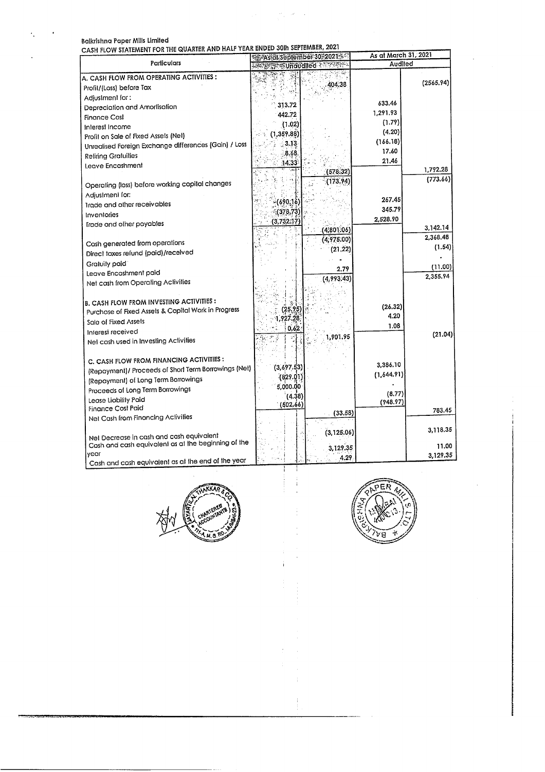Balkrishna Paper Mills Limited

CASH FLOW STATEMENT FOR THE QUARTER AND HALF YEAR ENDED 30th SEPTEMBER, 2021

| Particulars | As at September 30, 2021 | | As at March 31, 2021 | |
|---|---|---|---|---|
| | Unaudited | | Audited | |
| A. CASH FLOW FROM OPERATING ACTIVITIES : | | | | |
| Profit/(Loss) before Tax | | 404.38 | | (2565.94) |
| Adjustment for : | | | | |
| Depreciation and Amortisation | 313.72 | | 633.46 | |
| Finance Cost | 442.72 | | 1,291.93 | |
| Interest Income | (1.02) | | (1.79) | |
| Profit on Sale of Fixed Assets (Net) | (1,359.88) | | (4.20) | |
| Unrealised Foreign Exchange differences (Gain) / Loss | 3.13 | | (166.18) | |
| Retiring Gratuities | 8.68 | | 17.60 | |
| Leave Encashment | 14.33 | | 21.46 | |
| | | (578.32) | | 1,792.28 |
| Operating (loss) before working capital changes | | (173.94) | | (773.66) |
| Adjustment for: | | | | |
| Trade and other receivables | (690.16) | | 267.45 | |
| Inventories | (378.73) | | 345.79 | |
| Trade and other payables | (3,732.17) | | 2,528.90 | |
| | | (4,801.06) | | 3,142.14 |
| Cash generated from operations | | (4,975.00) | | 2,368.48 |
| Direct taxes refund (paid)/received | | (21.22) | | (1.54) |
| Gratuity paid | | - | | - |
| Leave Encashment paid | | 2.79 | | (11.00) |
| Net cash from Operating Activities | | (4,993.43) | | 2,355.94 |
| B. CASH FLOW FROM INVESTING ACTIVITIES : | | | | |
| Purchase of Fixed Assets & Capital Work in Progress | (25.95) | | (26.32) | |
| Sale of Fixed Assets | 1,927.28 | | 4.20 | |
| Interest received | 0.62 | | 1.08 | |
| Net cash used in Investing Activities | | 1,901.95 | | (21.04) |
| C. CASH FLOW FROM FINANCING ACTIVITIES : | | | | |
| (Repayment)/ Proceeds of Short Term Borrowings (Net) | (3,697.53) | | 3,386.10 | |
| (Repayment) of Long Term Borrowings | (829.01) | | (1,644.91) | |
| Proceeds of Long Term Borrowings | 5,000.00 | | - | |
| Lease Liability Paid | (4.38) | | (8.77) | |
| Finance Cost Paid | (502.66) | | (948.97) | |
| Net Cash from Financing Activities | | (33.58) | | 783.45 |
| Net Decrease in cash and cash equivalent | | (3,125.06) | | 3,118.35 |
| Cash and cash equivalent as at the beginning of the year | | 3,129.35 | | 11.00 |
| Cash and cash equivalent as at the end of the year | | 4.29 | | 3,129.35 |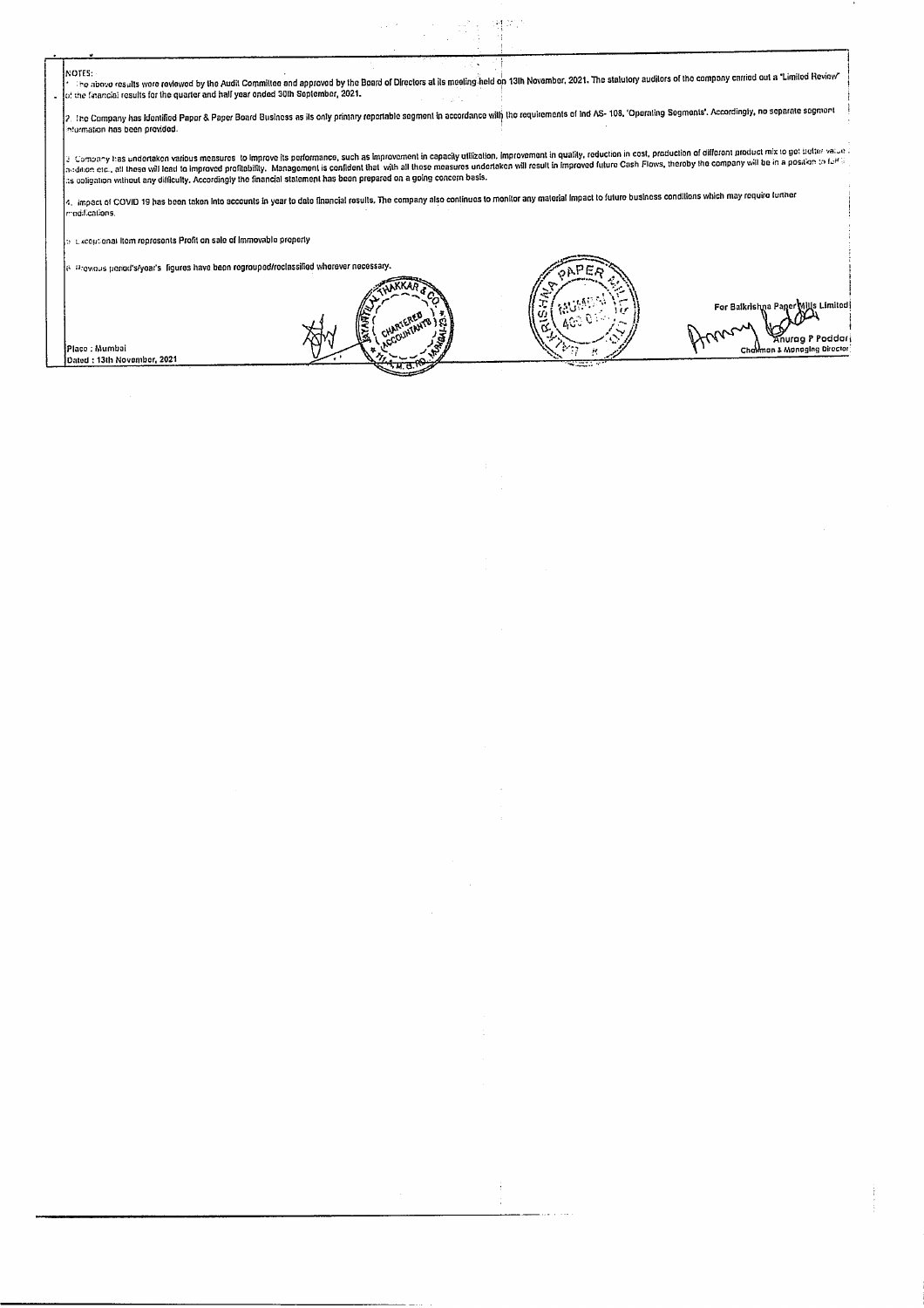NOTES:

1. The above results were reviewed by the Audit Committee and approved by the Board of Directors at its meeting held on 13th November, 2021. The statutory auditors of the company carried out a "Limited Review" of the financial results for the quarter and half year ended 30th September, 2021.

2. The Company has identified Paper & Paper Board Business as its only primary reportable segment in accordance with the requirements of Ind AS- 108, 'Operating Segments'. Accordingly, no separate segment information has been provided.

3. Company has undertaken various measures to improve its performance, such as improvement in capacity utilization, improvement in quality, reduction in cost, production of different product mix to get better value addition etc., all these will lead to improved profitability. Management is confident that with all these measures undertaken will result in improved future Cash Flows, thereby the company will be in a position to fulfil its obligation without any difficulty. Accordingly the financial statement has been prepared on a going concern basis.

4. Impact of COVID 19 has been taken into accounts in year to date financial results. The company also continues to monitor any material impact to future business conditions which may require further modifications.

5. Exceptional item represents Profit on sale of Immovable property

6. Previous period's/year's figures have been regrouped/reclassified wherever necessary.

Place : Mumbai
Dated : 13th November, 2021

For Balkrishna Paper Mills Limited

Anurag P Poddar
Chairman & Managing Director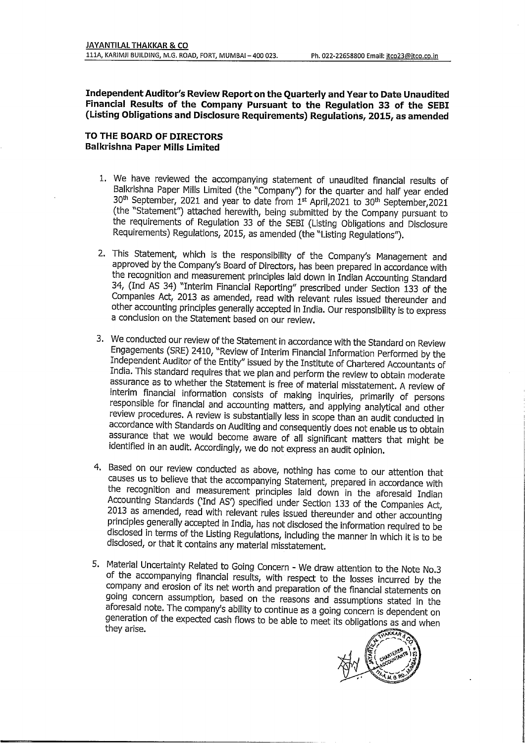JAYANTILAL THAKKAR & CO
111A, KARIMJI BUILDING, M.G. ROAD, FORT, MUMBAI – 400 023. Ph. 022-22658800 Email: jtco23@jtco.co.in

**Independent Auditor's Review Report on the Quarterly and Year to Date Unaudited Financial Results of the Company Pursuant to the Regulation 33 of the SEBI (Listing Obligations and Disclosure Requirements) Regulations, 2015, as amended**

**TO THE BOARD OF DIRECTORS**
**Balkrishna Paper Mills Limited**

1. We have reviewed the accompanying statement of unaudited financial results of Balkrishna Paper Mills Limited (the "Company") for the quarter and half year ended 30th September, 2021 and year to date from 1st April,2021 to 30th September,2021 (the "Statement") attached herewith, being submitted by the Company pursuant to the requirements of Regulation 33 of the SEBI (Listing Obligations and Disclosure Requirements) Regulations, 2015, as amended (the "Listing Regulations").

2. This Statement, which is the responsibility of the Company's Management and approved by the Company's Board of Directors, has been prepared in accordance with the recognition and measurement principles laid down in Indian Accounting Standard 34, (Ind AS 34) "Interim Financial Reporting" prescribed under Section 133 of the Companies Act, 2013 as amended, read with relevant rules issued thereunder and other accounting principles generally accepted in India. Our responsibility is to express a conclusion on the Statement based on our review.

3. We conducted our review of the Statement in accordance with the Standard on Review Engagements (SRE) 2410, "Review of Interim Financial Information Performed by the Independent Auditor of the Entity" issued by the Institute of Chartered Accountants of India. This standard requires that we plan and perform the review to obtain moderate assurance as to whether the Statement is free of material misstatement. A review of interim financial information consists of making inquiries, primarily of persons responsible for financial and accounting matters, and applying analytical and other review procedures. A review is substantially less in scope than an audit conducted in accordance with Standards on Auditing and consequently does not enable us to obtain assurance that we would become aware of all significant matters that might be identified in an audit. Accordingly, we do not express an audit opinion.

4. Based on our review conducted as above, nothing has come to our attention that causes us to believe that the accompanying Statement, prepared in accordance with the recognition and measurement principles laid down in the aforesaid Indian Accounting Standards ('Ind AS') specified under Section 133 of the Companies Act, 2013 as amended, read with relevant rules issued thereunder and other accounting principles generally accepted in India, has not disclosed the information required to be disclosed in terms of the Listing Regulations, including the manner in which it is to be disclosed, or that it contains any material misstatement.

5. Material Uncertainty Related to Going Concern - We draw attention to the Note No.3 of the accompanying financial results, with respect to the losses incurred by the company and erosion of its net worth and preparation of the financial statements on going concern assumption, based on the reasons and assumptions stated in the aforesaid note. The company's ability to continue as a going concern is dependent on generation of the expected cash flows to be able to meet its obligations as and when they arise.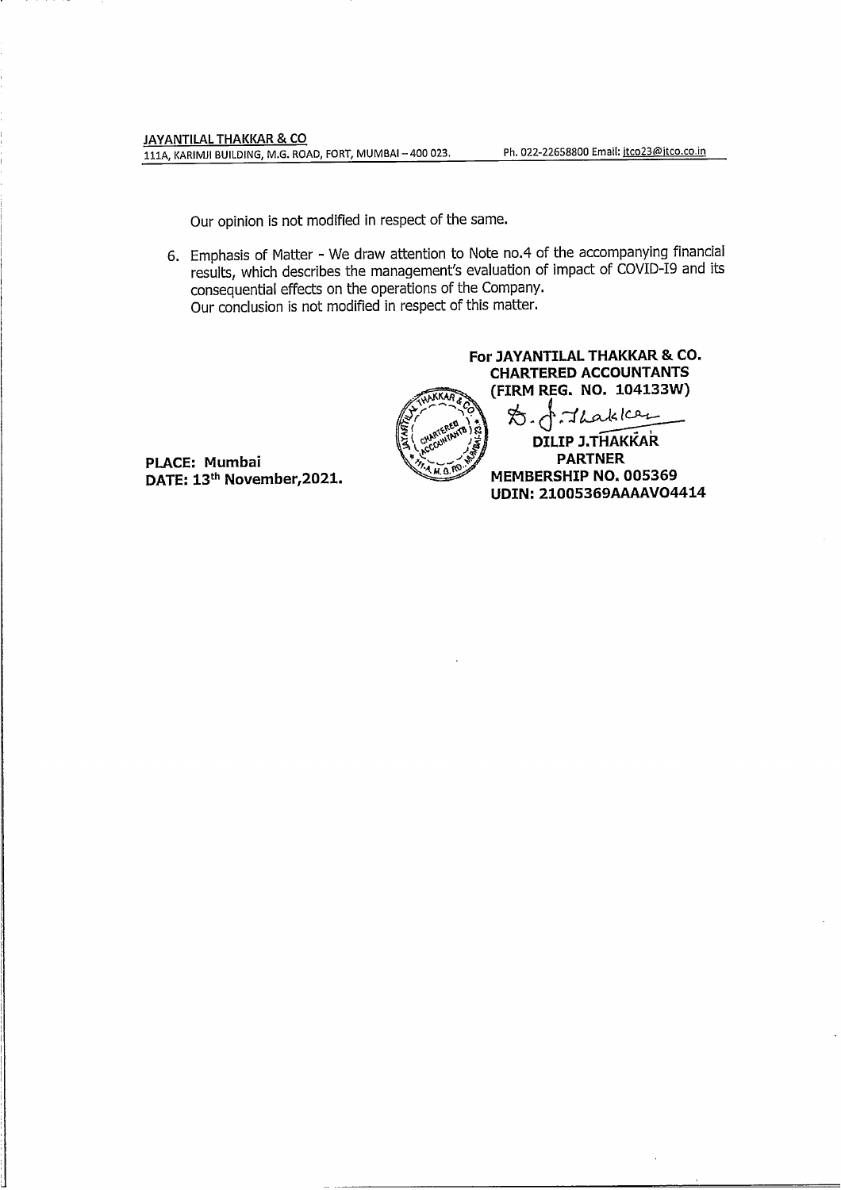Our opinion is not modified in respect of the same.

6. Emphasis of Matter - We draw attention to Note no.4 of the accompanying financial results, which describes the management's evaluation of impact of COVID-I9 and its consequential effects on the operations of the Company.
   Our conclusion is not modified in respect of this matter.

**For JAYANTILAL THAKKAR & CO.**
**CHARTERED ACCOUNTANTS**
**(FIRM REG. NO. 104133W)**

**DILIP J.THAKKAR**
**PARTNER**
**MEMBERSHIP NO. 005369**
**UDIN: 21005369AAAAVO4414**

**PLACE: Mumbai**
**DATE: 13th November,2021.**